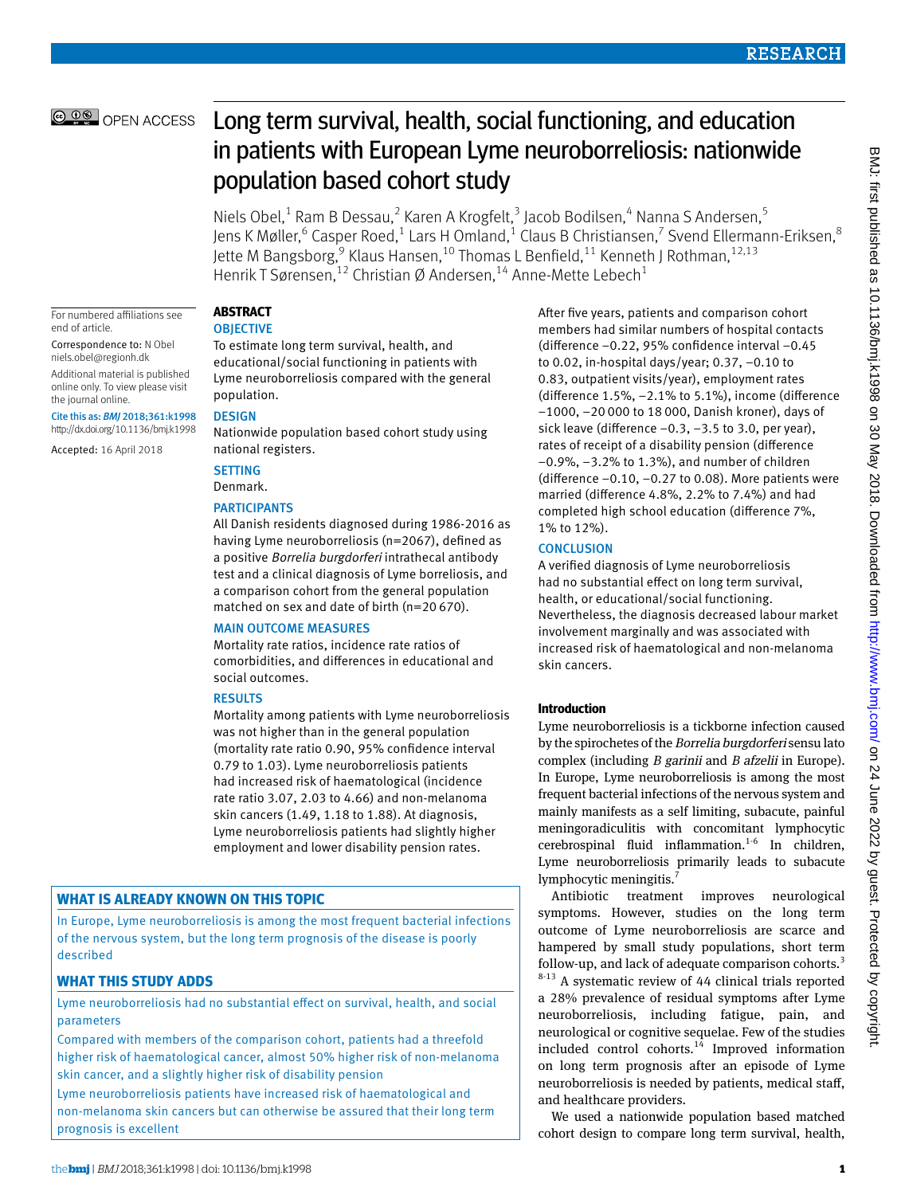# Long term survival, health, social functioning, and education in patients with European Lyme neuroborreliosis: nationwide population based cohort study

Niels Obel,[1] Ram B Dessau,[2] Karen A Krogfelt,[3] Jacob Bodilsen,[4] Nanna S Andersen,[5] Jens K Møller,[6] Casper Roed,[1] Lars H Omland,[1] Claus B Christiansen,[7] Svend Ellermann-Eriksen,[8] Jette M Bangsborg,[9] Klaus Hansen,[10] Thomas L Benfield,[11] Kenneth J Rothman,[12,13] Henrik T Sørensen,[12] Christian Ø Andersen,[14] Anne-Mette Lebech[1]

For numbered affiliations see end of article.

Correspondence to: N Obel niels.obel@regionh.dk

Additional material is published online only. To view please visit the journal online.

Cite this as: *BMJ* 2018;361:k1998 http://dx.doi.org/10.1136/bmj.k1998

Accepted: 16 April 2018

## ABSTRACT

### OBJECTIVE

To estimate long term survival, health, and educational/social functioning in patients with Lyme neuroborreliosis compared with the general population.

### DESIGN

Nationwide population based cohort study using national registers.

### SETTING

Denmark.

### PARTICIPANTS

All Danish residents diagnosed during 1986-2016 as having Lyme neuroborreliosis (n=2067), defined as a positive *Borrelia burgdorferi* intrathecal antibody test and a clinical diagnosis of Lyme borreliosis, and a comparison cohort from the general population matched on sex and date of birth (n=20 670).

### MAIN OUTCOME MEASURES

Mortality rate ratios, incidence rate ratios of comorbidities, and differences in educational and social outcomes.

### RESULTS

Mortality among patients with Lyme neuroborreliosis was not higher than in the general population (mortality rate ratio 0.90, 95% confidence interval 0.79 to 1.03). Lyme neuroborreliosis patients had increased risk of haematological (incidence rate ratio 3.07, 2.03 to 4.66) and non-melanoma skin cancers (1.49, 1.18 to 1.88). At diagnosis, Lyme neuroborreliosis patients had slightly higher employment and lower disability pension rates. After five years, patients and comparison cohort members had similar numbers of hospital contacts (difference −0.22, 95% confidence interval −0.45 to 0.02, in-hospital days/year; 0.37, −0.10 to 0.83, outpatient visits/year), employment rates (difference 1.5%, −2.1% to 5.1%), income (difference −1000, −20 000 to 18 000, Danish kroner), days of sick leave (difference −0.3, −3.5 to 3.0, per year), rates of receipt of a disability pension (difference −0.9%, −3.2% to 1.3%), and number of children (difference −0.10, −0.27 to 0.08). More patients were married (difference 4.8%, 2.2% to 7.4%) and had completed high school education (difference 7%, 1% to 12%).

### CONCLUSION

A verified diagnosis of Lyme neuroborreliosis had no substantial effect on long term survival, health, or educational/social functioning. Nevertheless, the diagnosis decreased labour market involvement marginally and was associated with increased risk of haematological and non-melanoma skin cancers.

### WHAT IS ALREADY KNOWN ON THIS TOPIC

In Europe, Lyme neuroborreliosis is among the most frequent bacterial infections of the nervous system, but the long term prognosis of the disease is poorly described

### WHAT THIS STUDY ADDS

Lyme neuroborreliosis had no substantial effect on survival, health, and social parameters

Compared with members of the comparison cohort, patients had a threefold higher risk of haematological cancer, almost 50% higher risk of non-melanoma skin cancer, and a slightly higher risk of disability pension

Lyme neuroborreliosis patients have increased risk of haematological and non-melanoma skin cancers but can otherwise be assured that their long term prognosis is excellent

## Introduction

Lyme neuroborreliosis is a tickborne infection caused by the spirochetes of the *Borrelia burgdorferi* sensu lato complex (including *B garinii* and *B afzelii* in Europe). In Europe, Lyme neuroborreliosis is among the most frequent bacterial infections of the nervous system and mainly manifests as a self limiting, subacute, painful meningoradiculitis with concomitant lymphocytic cerebrospinal fluid inflammation.[1-6] In children, Lyme neuroborreliosis primarily leads to subacute lymphocytic meningitis.[7]

Antibiotic treatment improves neurological symptoms. However, studies on the long term outcome of Lyme neuroborreliosis are scarce and hampered by small study populations, short term follow-up, and lack of adequate comparison cohorts.[3] [8-13] A systematic review of 44 clinical trials reported a 28% prevalence of residual symptoms after Lyme neuroborreliosis, including fatigue, pain, and neurological or cognitive sequelae. Few of the studies included control cohorts.[14] Improved information on long term prognosis after an episode of Lyme neuroborreliosis is needed by patients, medical staff, and healthcare providers.

We used a nationwide population based matched cohort design to compare long term survival, health,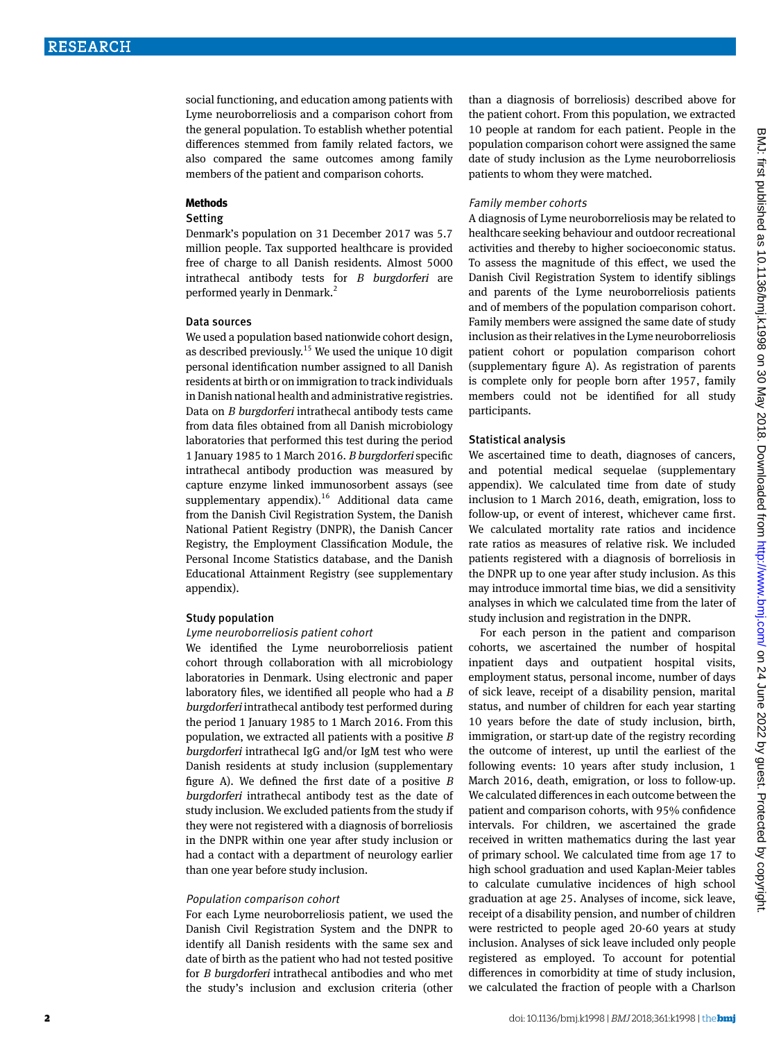social functioning, and education among patients with Lyme neuroborreliosis and a comparison cohort from the general population. To establish whether potential differences stemmed from family related factors, we also compared the same outcomes among family members of the patient and comparison cohorts.

## Methods

### Setting

Denmark's population on 31 December 2017 was 5.7 million people. Tax supported healthcare is provided free of charge to all Danish residents. Almost 5000 intrathecal antibody tests for *B burgdorferi* are performed yearly in Denmark.[2]

### Data sources

We used a population based nationwide cohort design, as described previously.[15] We used the unique 10 digit personal identification number assigned to all Danish residents at birth or on immigration to track individuals in Danish national health and administrative registries. Data on *B burgdorferi* intrathecal antibody tests came from data files obtained from all Danish microbiology laboratories that performed this test during the period 1 January 1985 to 1 March 2016. *B burgdorferi* specific intrathecal antibody production was measured by capture enzyme linked immunosorbent assays (see supplementary appendix).[16] Additional data came from the Danish Civil Registration System, the Danish National Patient Registry (DNPR), the Danish Cancer Registry, the Employment Classification Module, the Personal Income Statistics database, and the Danish Educational Attainment Registry (see supplementary appendix).

### Study population

#### *Lyme neuroborreliosis patient cohort*

We identified the Lyme neuroborreliosis patient cohort through collaboration with all microbiology laboratories in Denmark. Using electronic and paper laboratory files, we identified all people who had a *B burgdorferi* intrathecal antibody test performed during the period 1 January 1985 to 1 March 2016. From this population, we extracted all patients with a positive *B burgdorferi* intrathecal IgG and/or IgM test who were Danish residents at study inclusion (supplementary figure A). We defined the first date of a positive *B burgdorferi* intrathecal antibody test as the date of study inclusion. We excluded patients from the study if they were not registered with a diagnosis of borreliosis in the DNPR within one year after study inclusion or had a contact with a department of neurology earlier than one year before study inclusion.

#### *Population comparison cohort*

For each Lyme neuroborreliosis patient, we used the Danish Civil Registration System and the DNPR to identify all Danish residents with the same sex and date of birth as the patient who had not tested positive for *B burgdorferi* intrathecal antibodies and who met the study's inclusion and exclusion criteria (other than a diagnosis of borreliosis) described above for the patient cohort. From this population, we extracted 10 people at random for each patient. People in the population comparison cohort were assigned the same date of study inclusion as the Lyme neuroborreliosis patients to whom they were matched.

#### *Family member cohorts*

A diagnosis of Lyme neuroborreliosis may be related to healthcare seeking behaviour and outdoor recreational activities and thereby to higher socioeconomic status. To assess the magnitude of this effect, we used the Danish Civil Registration System to identify siblings and parents of the Lyme neuroborreliosis patients and of members of the population comparison cohort. Family members were assigned the same date of study inclusion as their relatives in the Lyme neuroborreliosis patient cohort or population comparison cohort (supplementary figure A). As registration of parents is complete only for people born after 1957, family members could not be identified for all study participants.

### Statistical analysis

We ascertained time to death, diagnoses of cancers, and potential medical sequelae (supplementary appendix). We calculated time from date of study inclusion to 1 March 2016, death, emigration, loss to follow-up, or event of interest, whichever came first. We calculated mortality rate ratios and incidence rate ratios as measures of relative risk. We included patients registered with a diagnosis of borreliosis in the DNPR up to one year after study inclusion. As this may introduce immortal time bias, we did a sensitivity analyses in which we calculated time from the later of study inclusion and registration in the DNPR.

For each person in the patient and comparison cohorts, we ascertained the number of hospital inpatient days and outpatient hospital visits, employment status, personal income, number of days of sick leave, receipt of a disability pension, marital status, and number of children for each year starting 10 years before the date of study inclusion, birth, immigration, or start-up date of the registry recording the outcome of interest, up until the earliest of the following events: 10 years after study inclusion, 1 March 2016, death, emigration, or loss to follow-up. We calculated differences in each outcome between the patient and comparison cohorts, with 95% confidence intervals. For children, we ascertained the grade received in written mathematics during the last year of primary school. We calculated time from age 17 to high school graduation and used Kaplan-Meier tables to calculate cumulative incidences of high school graduation at age 25. Analyses of income, sick leave, receipt of a disability pension, and number of children were restricted to people aged 20-60 years at study inclusion. Analyses of sick leave included only people registered as employed. To account for potential differences in comorbidity at time of study inclusion, we calculated the fraction of people with a Charlson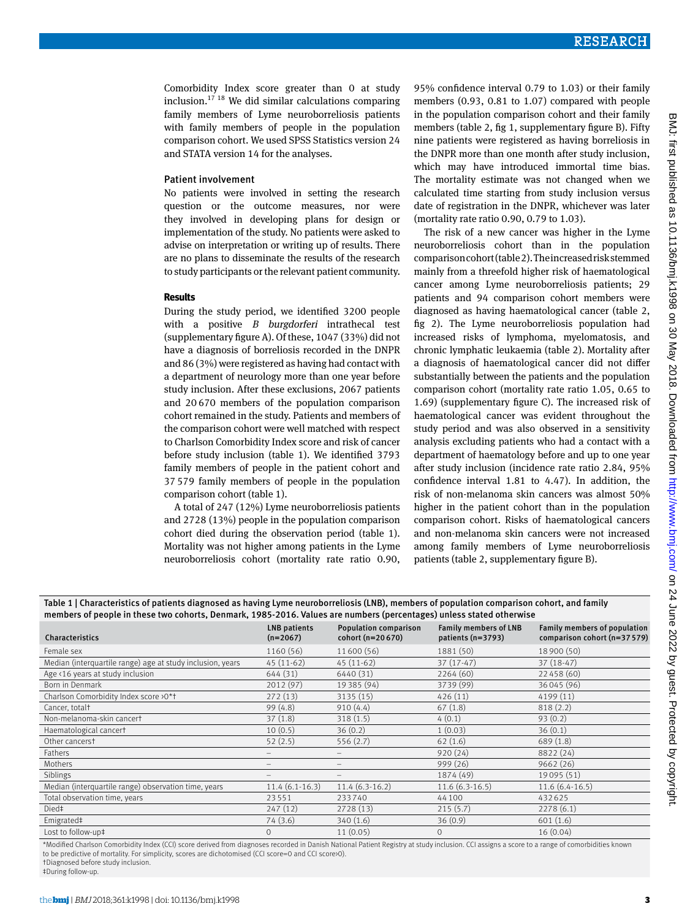Comorbidity Index score greater than 0 at study inclusion.[17] [18] We did similar calculations comparing family members of Lyme neuroborreliosis patients with family members of people in the population comparison cohort. We used SPSS Statistics version 24 and STATA version 14 for the analyses.

### Patient involvement

No patients were involved in setting the research question or the outcome measures, nor were they involved in developing plans for design or implementation of the study. No patients were asked to advise on interpretation or writing up of results. There are no plans to disseminate the results of the research to study participants or the relevant patient community.

## Results

During the study period, we identified 3200 people with a positive *B burgdorferi* intrathecal test (supplementary figure A). Of these, 1047 (33%) did not have a diagnosis of borreliosis recorded in the DNPR and 86 (3%) were registered as having had contact with a department of neurology more than one year before study inclusion. After these exclusions, 2067 patients and 20 670 members of the population comparison cohort remained in the study. Patients and members of the comparison cohort were well matched with respect to Charlson Comorbidity Index score and risk of cancer before study inclusion (table 1). We identified 3793 family members of people in the patient cohort and 37 579 family members of people in the population comparison cohort (table 1).

A total of 247 (12%) Lyme neuroborreliosis patients and 2728 (13%) people in the population comparison cohort died during the observation period (table 1). Mortality was not higher among patients in the Lyme neuroborreliosis cohort (mortality rate ratio 0.90, 95% confidence interval 0.79 to 1.03) or their family members (0.93, 0.81 to 1.07) compared with people in the population comparison cohort and their family members (table 2, fig 1, supplementary figure B). Fifty nine patients were registered as having borreliosis in the DNPR more than one month after study inclusion, which may have introduced immortal time bias. The mortality estimate was not changed when we calculated time starting from study inclusion versus date of registration in the DNPR, whichever was later (mortality rate ratio 0.90, 0.79 to 1.03).

The risk of a new cancer was higher in the Lyme neuroborreliosis cohort than in the population comparison cohort (table 2). The increased risk stemmed mainly from a threefold higher risk of haematological cancer among Lyme neuroborreliosis patients; 29 patients and 94 comparison cohort members were diagnosed as having haematological cancer (table 2, fig 2). The Lyme neuroborreliosis population had increased risks of lymphoma, myelomatosis, and chronic lymphatic leukaemia (table 2). Mortality after a diagnosis of haematological cancer did not differ substantially between the patients and the population comparison cohort (mortality rate ratio 1.05, 0.65 to 1.69) (supplementary figure C). The increased risk of haematological cancer was evident throughout the study period and was also observed in a sensitivity analysis excluding patients who had a contact with a department of haematology before and up to one year after study inclusion (incidence rate ratio 2.84, 95% confidence interval 1.81 to 4.47). In addition, the risk of non-melanoma skin cancers was almost 50% higher in the patient cohort than in the population comparison cohort. Risks of haematological cancers and non-melanoma skin cancers were not increased among family members of Lyme neuroborreliosis patients (table 2, supplementary figure B).

**Table 1 | Characteristics of patients diagnosed as having Lyme neuroborreliosis (LNB), members of population comparison cohort, and family members of people in these two cohorts, Denmark, 1985-2016. Values are numbers (percentages) unless stated otherwise**

| Characteristics | LNB patients (n=2067) | Population comparison cohort (n=20 670) | Family members of LNB patients (n=3793) | Family members of population comparison cohort (n=37 579) |
|---|---|---|---|---|
| Female sex | 1160 (56) | 11 600 (56) | 1881 (50) | 18 900 (50) |
| Median (interquartile range) age at study inclusion, years | 45 (11-62) | 45 (11-62) | 37 (17-47) | 37 (18-47) |
| Age <16 years at study inclusion | 644 (31) | 6440 (31) | 2264 (60) | 22 458 (60) |
| Born in Denmark | 2012 (97) | 19 385 (94) | 3739 (99) | 36 045 (96) |
| Charlson Comorbidity Index score >0*† | 272 (13) | 3135 (15) | 426 (11) | 4199 (11) |
| Cancer, total† | 99 (4.8) | 910 (4.4) | 67 (1.8) | 818 (2.2) |
| Non-melanoma-skin cancer† | 37 (1.8) | 318 (1.5) | 4 (0.1) | 93 (0.2) |
| Haematological cancer† | 10 (0.5) | 36 (0.2) | 1 (0.03) | 36 (0.1) |
| Other cancers† | 52 (2.5) | 556 (2.7) | 62 (1.6) | 689 (1.8) |
| Fathers | – | – | 920 (24) | 8822 (24) |
| Mothers | – | – | 999 (26) | 9662 (26) |
| Siblings | – | – | 1874 (49) | 19 095 (51) |
| Median (interquartile range) observation time, years | 11.4 (6.1-16.3) | 11.4 (6.3-16.2) | 11.6 (6.3-16.5) | 11.6 (6.4-16.5) |
| Total observation time, years | 23 551 | 233 740 | 44 100 | 432 625 |
| Died‡ | 247 (12) | 2728 (13) | 215 (5.7) | 2278 (6.1) |
| Emigrated‡ | 74 (3.6) | 340 (1.6) | 36 (0.9) | 601 (1.6) |
| Lost to follow-up‡ | 0 | 11 (0.05) | 0 | 16 (0.04) |

*Modified Charlson Comorbidity Index (CCI) score derived from diagnoses recorded in Danish National Patient Registry at study inclusion. CCI assigns a score to a range of comorbidities known to be predictive of mortality. For simplicity, scores are dichotomised (CCI score=0 and CCI score>0).
†Diagnosed before study inclusion.
‡During follow-up.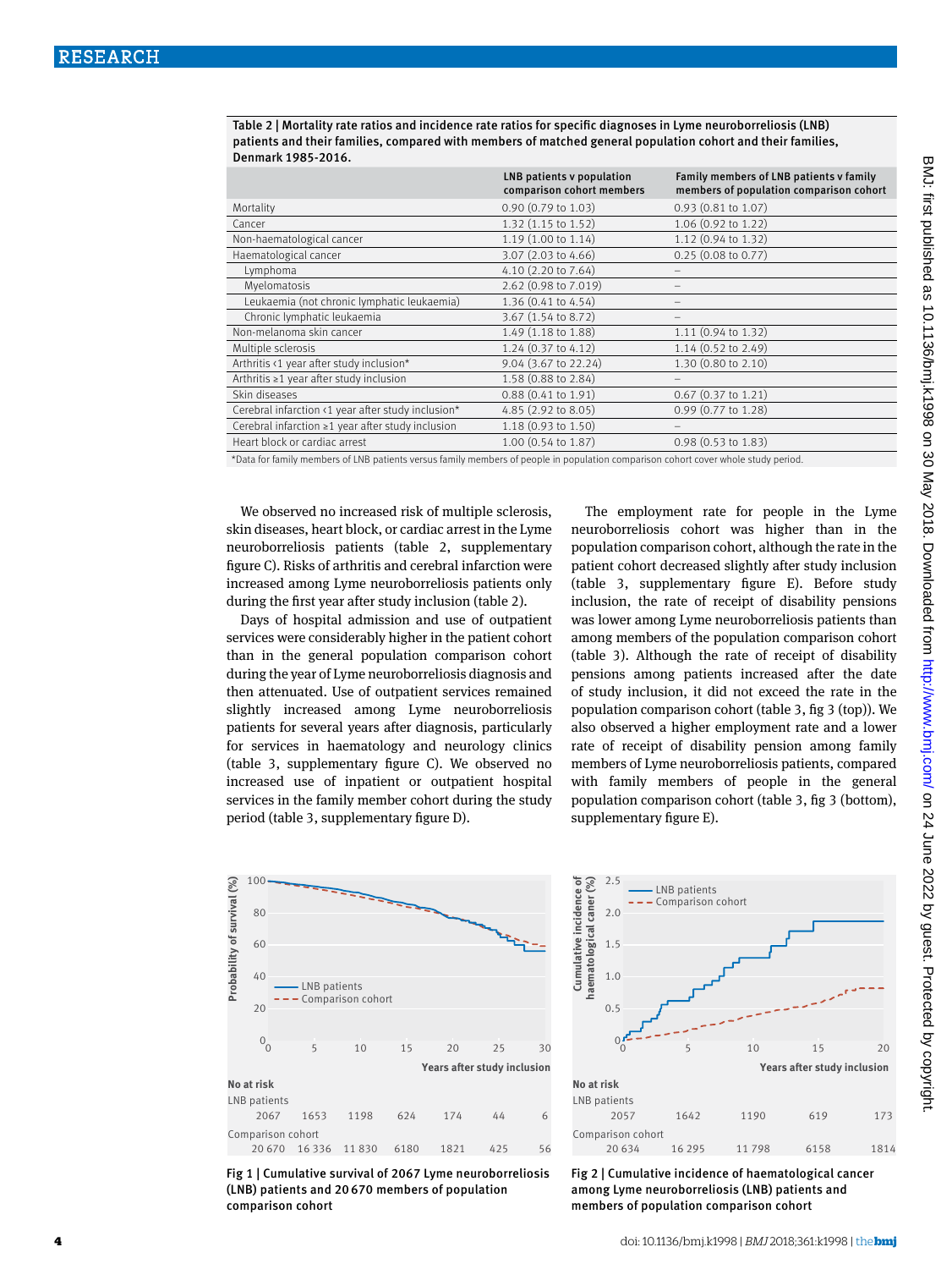**Table 2 | Mortality rate ratios and incidence rate ratios for specific diagnoses in Lyme neuroborreliosis (LNB) patients and their families, compared with members of matched general population cohort and their families, Denmark 1985-2016.**

| | LNB patients v population comparison cohort members | Family members of LNB patients v family members of population comparison cohort |
|---|---|---|
| Mortality | 0.90 (0.79 to 1.03) | 0.93 (0.81 to 1.07) |
| Cancer | 1.32 (1.15 to 1.52) | 1.06 (0.92 to 1.22) |
| Non-haematological cancer | 1.19 (1.00 to 1.14) | 1.12 (0.94 to 1.32) |
| Haematological cancer | 3.07 (2.03 to 4.66) | 0.25 (0.08 to 0.77) |
| Lymphoma | 4.10 (2.20 to 7.64) | – |
| Myelomatosis | 2.62 (0.98 to 7.019) | – |
| Leukaemia (not chronic lymphatic leukaemia) | 1.36 (0.41 to 4.54) | – |
| Chronic lymphatic leukaemia | 3.67 (1.54 to 8.72) | – |
| Non-melanoma skin cancer | 1.49 (1.18 to 1.88) | 1.11 (0.94 to 1.32) |
| Multiple sclerosis | 1.24 (0.37 to 4.12) | 1.14 (0.52 to 2.49) |
| Arthritis <1 year after study inclusion* | 9.04 (3.67 to 22.24) | 1.30 (0.80 to 2.10) |
| Arthritis ≥1 year after study inclusion | 1.58 (0.88 to 2.84) | – |
| Skin diseases | 0.88 (0.41 to 1.91) | 0.67 (0.37 to 1.21) |
| Cerebral infarction <1 year after study inclusion* | 4.85 (2.92 to 8.05) | 0.99 (0.77 to 1.28) |
| Cerebral infarction ≥1 year after study inclusion | 1.18 (0.93 to 1.50) | – |
| Heart block or cardiac arrest | 1.00 (0.54 to 1.87) | 0.98 (0.53 to 1.83) |

*Data for family members of LNB patients versus family members of people in population comparison cohort cover whole study period.

We observed no increased risk of multiple sclerosis, skin diseases, heart block, or cardiac arrest in the Lyme neuroborreliosis patients (table 2, supplementary figure C). Risks of arthritis and cerebral infarction were increased among Lyme neuroborreliosis patients only during the first year after study inclusion (table 2).

Days of hospital admission and use of outpatient services were considerably higher in the patient cohort than in the general population comparison cohort during the year of Lyme neuroborreliosis diagnosis and then attenuated. Use of outpatient services remained slightly increased among Lyme neuroborreliosis patients for several years after diagnosis, particularly for services in haematology and neurology clinics (table 3, supplementary figure C). We observed no increased use of inpatient or outpatient hospital services in the family member cohort during the study period (table 3, supplementary figure D).

The employment rate for people in the Lyme neuroborreliosis cohort was higher than in the population comparison cohort, although the rate in the patient cohort decreased slightly after study inclusion (table 3, supplementary figure E). Before study inclusion, the rate of receipt of disability pensions was lower among Lyme neuroborreliosis patients than among members of the population comparison cohort (table 3). Although the rate of receipt of disability pensions among patients increased after the date of study inclusion, it did not exceed the rate in the population comparison cohort (table 3, fig 3 (top)). We also observed a higher employment rate and a lower rate of receipt of disability pension among family members of Lyme neuroborreliosis patients, compared with family members of people in the general population comparison cohort (table 3, fig 3 (bottom), supplementary figure E).

Fig 1 | Cumulative survival of 2067 Lyme neuroborreliosis (LNB) patients and 20 670 members of population comparison cohort

| No at risk | 0 | 5 | 10 | 15 | 20 | 25 | 30 |
|---|---|---|---|---|---|---|---|
| LNB patients | 2067 | 1653 | 1198 | 624 | 174 | 44 | 6 |
| Comparison cohort | 20 670 | 16 336 | 11 830 | 6180 | 1821 | 425 | 56 |

Fig 2 | Cumulative incidence of haematological cancer among Lyme neuroborreliosis (LNB) patients and members of population comparison cohort

| No at risk | 0 | 5 | 10 | 15 | 20 |
|---|---|---|---|---|---|
| LNB patients | 2057 | 1642 | 1190 | 619 | 173 |
| Comparison cohort | 20 634 | 16 295 | 11 798 | 6158 | 1814 |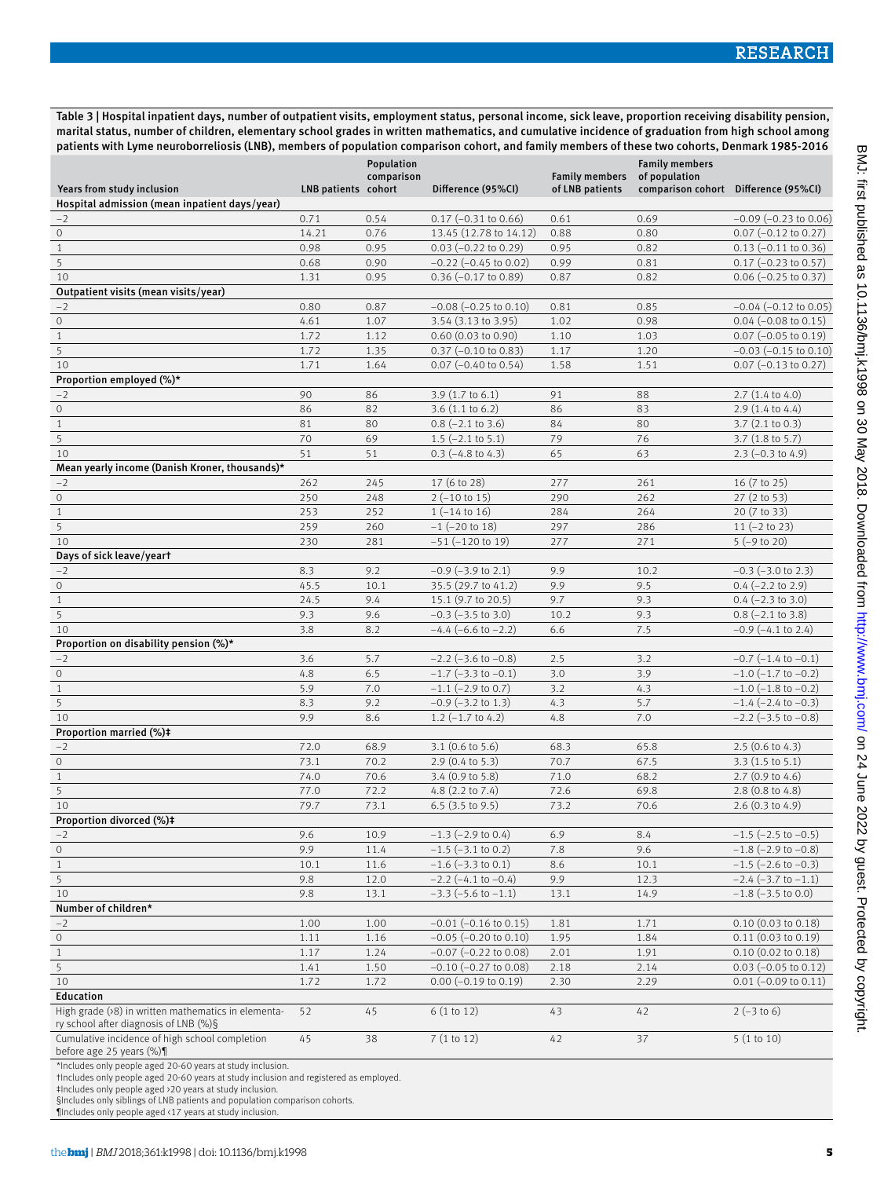**Table 3 | Hospital inpatient days, number of outpatient visits, employment status, personal income, sick leave, proportion receiving disability pension, marital status, number of children, elementary school grades in written mathematics, and cumulative incidence of graduation from high school among patients with Lyme neuroborreliosis (LNB), members of population comparison cohort, and family members of these two cohorts, Denmark 1985-2016**

| Years from study inclusion | LNB patients | Population comparison cohort | Difference (95%CI) | Family members of LNB patients | Family members of population comparison cohort | Difference (95%CI) |
|---|---|---|---|---|---|---|
| **Hospital admission (mean inpatient days/year)** | | | | | | |
| −2 | 0.71 | 0.54 | 0.17 (−0.31 to 0.66) | 0.61 | 0.69 | −0.09 (−0.23 to 0.06) |
| 0 | 14.21 | 0.76 | 13.45 (12.78 to 14.12) | 0.88 | 0.80 | 0.07 (−0.12 to 0.27) |
| 1 | 0.98 | 0.95 | 0.03 (−0.22 to 0.29) | 0.95 | 0.82 | 0.13 (−0.11 to 0.36) |
| 5 | 0.68 | 0.90 | −0.22 (−0.45 to 0.02) | 0.99 | 0.81 | 0.17 (−0.23 to 0.57) |
| 10 | 1.31 | 0.95 | 0.36 (−0.17 to 0.89) | 0.87 | 0.82 | 0.06 (−0.25 to 0.37) |
| **Outpatient visits (mean visits/year)** | | | | | | |
| −2 | 0.80 | 0.87 | −0.08 (−0.25 to 0.10) | 0.81 | 0.85 | −0.04 (−0.12 to 0.05) |
| 0 | 4.61 | 1.07 | 3.54 (3.13 to 3.95) | 1.02 | 0.98 | 0.04 (−0.08 to 0.15) |
| 1 | 1.72 | 1.12 | 0.60 (0.03 to 0.90) | 1.10 | 1.03 | 0.07 (−0.05 to 0.19) |
| 5 | 1.72 | 1.35 | 0.37 (−0.10 to 0.83) | 1.17 | 1.20 | −0.03 (−0.15 to 0.10) |
| 10 | 1.71 | 1.64 | 0.07 (−0.40 to 0.54) | 1.58 | 1.51 | 0.07 (−0.13 to 0.27) |
| **Proportion employed (%)*** | | | | | | |
| −2 | 90 | 86 | 3.9 (1.7 to 6.1) | 91 | 88 | 2.7 (1.4 to 4.0) |
| 0 | 86 | 82 | 3.6 (1.1 to 6.2) | 86 | 83 | 2.9 (1.4 to 4.4) |
| 1 | 81 | 80 | 0.8 (−2.1 to 3.6) | 84 | 80 | 3.7 (2.1 to 0.3) |
| 5 | 70 | 69 | 1.5 (−2.1 to 5.1) | 79 | 76 | 3.7 (1.8 to 5.7) |
| 10 | 51 | 51 | 0.3 (−4.8 to 4.3) | 65 | 63 | 2.3 (−0.3 to 4.9) |
| **Mean yearly income (Danish Kroner, thousands)*** | | | | | | |
| −2 | 262 | 245 | 17 (6 to 28) | 277 | 261 | 16 (7 to 25) |
| 0 | 250 | 248 | 2 (−10 to 15) | 290 | 262 | 27 (2 to 53) |
| 1 | 253 | 252 | 1 (−14 to 16) | 284 | 264 | 20 (7 to 33) |
| 5 | 259 | 260 | −1 (−20 to 18) | 297 | 286 | 11 (−2 to 23) |
| 10 | 230 | 281 | −51 (−120 to 19) | 277 | 271 | 5 (−9 to 20) |
| **Days of sick leave/year†** | | | | | | |
| −2 | 8.3 | 9.2 | −0.9 (−3.9 to 2.1) | 9.9 | 10.2 | −0.3 (−3.0 to 2.3) |
| 0 | 45.5 | 10.1 | 35.5 (29.7 to 41.2) | 9.9 | 9.5 | 0.4 (−2.2 to 2.9) |
| 1 | 24.5 | 9.4 | 15.1 (9.7 to 20.5) | 9.7 | 9.3 | 0.4 (−2.3 to 3.0) |
| 5 | 9.3 | 9.6 | −0.3 (−3.5 to 3.0) | 10.2 | 9.3 | 0.8 (−2.1 to 3.8) |
| 10 | 3.8 | 8.2 | −4.4 (−6.6 to −2.2) | 6.6 | 7.5 | −0.9 (−4.1 to 2.4) |
| **Proportion on disability pension (%)*** | | | | | | |
| −2 | 3.6 | 5.7 | −2.2 (−3.6 to −0.8) | 2.5 | 3.2 | −0.7 (−1.4 to −0.1) |
| 0 | 4.8 | 6.5 | −1.7 (−3.3 to −0.1) | 3.0 | 3.9 | −1.0 (−1.7 to −0.2) |
| 1 | 5.9 | 7.0 | −1.1 (−2.9 to 0.7) | 3.2 | 4.3 | −1.0 (−1.8 to −0.2) |
| 5 | 8.3 | 9.2 | −0.9 (−3.2 to 1.3) | 4.3 | 5.7 | −1.4 (−2.4 to −0.3) |
| 10 | 9.9 | 8.6 | 1.2 (−1.7 to 4.2) | 4.8 | 7.0 | −2.2 (−3.5 to −0.8) |
| **Proportion married (%)‡** | | | | | | |
| −2 | 72.0 | 68.9 | 3.1 (0.6 to 5.6) | 68.3 | 65.8 | 2.5 (0.6 to 4.3) |
| 0 | 73.1 | 70.2 | 2.9 (0.4 to 5.3) | 70.7 | 67.5 | 3.3 (1.5 to 5.1) |
| 1 | 74.0 | 70.6 | 3.4 (0.9 to 5.8) | 71.0 | 68.2 | 2.7 (0.9 to 4.6) |
| 5 | 77.0 | 72.2 | 4.8 (2.2 to 7.4) | 72.6 | 69.8 | 2.8 (0.8 to 4.8) |
| 10 | 79.7 | 73.1 | 6.5 (3.5 to 9.5) | 73.2 | 70.6 | 2.6 (0.3 to 4.9) |
| **Proportion divorced (%)‡** | | | | | | |
| −2 | 9.6 | 10.9 | −1.3 (−2.9 to 0.4) | 6.9 | 8.4 | −1.5 (−2.5 to −0.5) |
| 0 | 9.9 | 11.4 | −1.5 (−3.1 to 0.2) | 7.8 | 9.6 | −1.8 (−2.9 to −0.8) |
| 1 | 10.1 | 11.6 | −1.6 (−3.3 to 0.1) | 8.6 | 10.1 | −1.5 (−2.6 to −0.3) |
| 5 | 9.8 | 12.0 | −2.2 (−4.1 to −0.4) | 9.9 | 12.3 | −2.4 (−3.7 to −1.1) |
| 10 | 9.8 | 13.1 | −3.3 (−5.6 to −1.1) | 13.1 | 14.9 | −1.8 (−3.5 to 0.0) |
| **Number of children*** | | | | | | |
| −2 | 1.00 | 1.00 | −0.01 (−0.16 to 0.15) | 1.81 | 1.71 | 0.10 (0.03 to 0.18) |
| 0 | 1.11 | 1.16 | −0.05 (−0.20 to 0.10) | 1.95 | 1.84 | 0.11 (0.03 to 0.19) |
| 1 | 1.17 | 1.24 | −0.07 (−0.22 to 0.08) | 2.01 | 1.91 | 0.10 (0.02 to 0.18) |
| 5 | 1.41 | 1.50 | −0.10 (−0.27 to 0.08) | 2.18 | 2.14 | 0.03 (−0.05 to 0.12) |
| 10 | 1.72 | 1.72 | 0.00 (−0.19 to 0.19) | 2.30 | 2.29 | 0.01 (−0.09 to 0.11) |
| **Education** | | | | | | |
| High grade (>8) in written mathematics in elementary school after diagnosis of LNB (%)§ | 52 | 45 | 6 (1 to 12) | 43 | 42 | 2 (−3 to 6) |
| Cumulative incidence of high school completion before age 25 years (%)¶ | 45 | 38 | 7 (1 to 12) | 42 | 37 | 5 (1 to 10) |

*Includes only people aged 20-60 years at study inclusion.
†Includes only people aged 20-60 years at study inclusion and registered as employed.
‡Includes only people aged >20 years at study inclusion.
§Includes only siblings of LNB patients and population comparison cohorts.
¶Includes only people aged <17 years at study inclusion.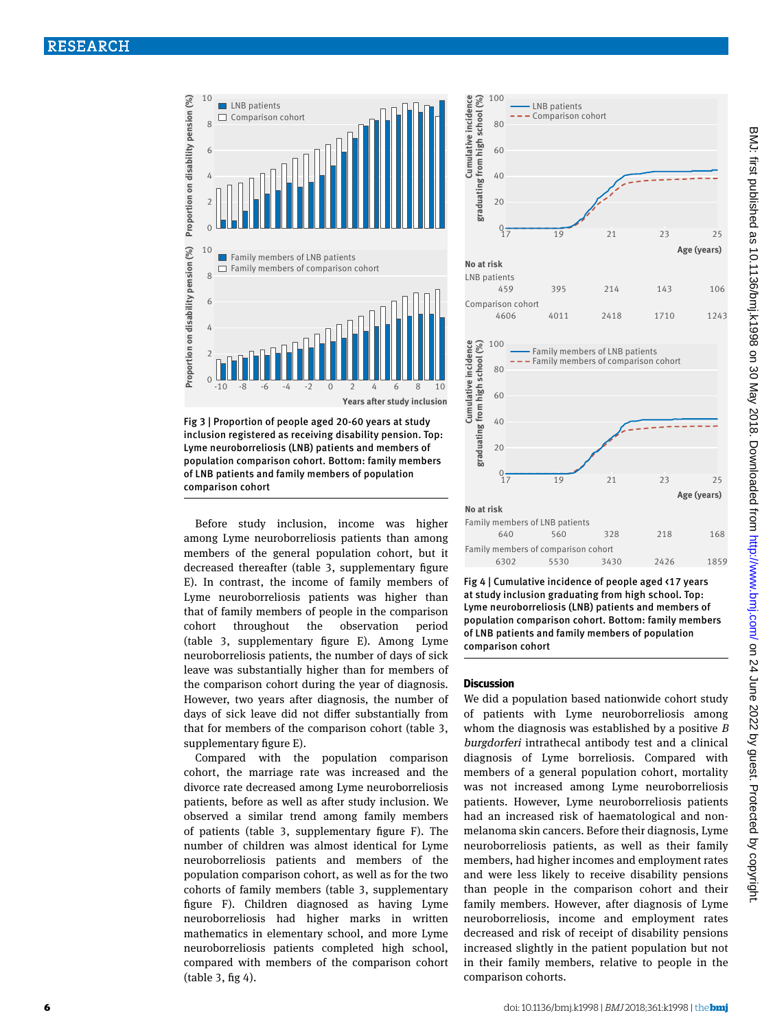Fig 3 | Proportion of people aged 20-60 years at study inclusion registered as receiving disability pension. Top: Lyme neuroborreliosis (LNB) patients and members of population comparison cohort. Bottom: family members of LNB patients and family members of population comparison cohort

Fig 4 | Cumulative incidence of people aged <17 years at study inclusion graduating from high school. Top: Lyme neuroborreliosis (LNB) patients and members of population comparison cohort. Bottom: family members of LNB patients and family members of population comparison cohort

Before study inclusion, income was higher among Lyme neuroborreliosis patients than among members of the general population cohort, but it decreased thereafter (table 3, supplementary figure E). In contrast, the income of family members of Lyme neuroborreliosis patients was higher than that of family members of people in the comparison cohort throughout the observation period (table 3, supplementary figure E). Among Lyme neuroborreliosis patients, the number of days of sick leave was substantially higher than for members of the comparison cohort during the year of diagnosis. However, two years after diagnosis, the number of days of sick leave did not differ substantially from that for members of the comparison cohort (table 3, supplementary figure E).

Compared with the population comparison cohort, the marriage rate was increased and the divorce rate decreased among Lyme neuroborreliosis patients, before as well as after study inclusion. We observed a similar trend among family members of patients (table 3, supplementary figure F). The number of children was almost identical for Lyme neuroborreliosis patients and members of the population comparison cohort, as well as for the two cohorts of family members (table 3, supplementary figure F). Children diagnosed as having Lyme neuroborreliosis had higher marks in written mathematics in elementary school, and more Lyme neuroborreliosis patients completed high school, compared with members of the comparison cohort (table 3, fig 4).

## Discussion

We did a population based nationwide cohort study of patients with Lyme neuroborreliosis among whom the diagnosis was established by a positive *B burgdorferi* intrathecal antibody test and a clinical diagnosis of Lyme borreliosis. Compared with members of a general population cohort, mortality was not increased among Lyme neuroborreliosis patients. However, Lyme neuroborreliosis patients had an increased risk of haematological and non-melanoma skin cancers. Before their diagnosis, Lyme neuroborreliosis patients, as well as their family members, had higher incomes and employment rates and were less likely to receive disability pensions than people in the comparison cohort and their family members. However, after diagnosis of Lyme neuroborreliosis, income and employment rates decreased and risk of receipt of disability pensions increased slightly in the patient population but not in their family members, relative to people in the comparison cohorts.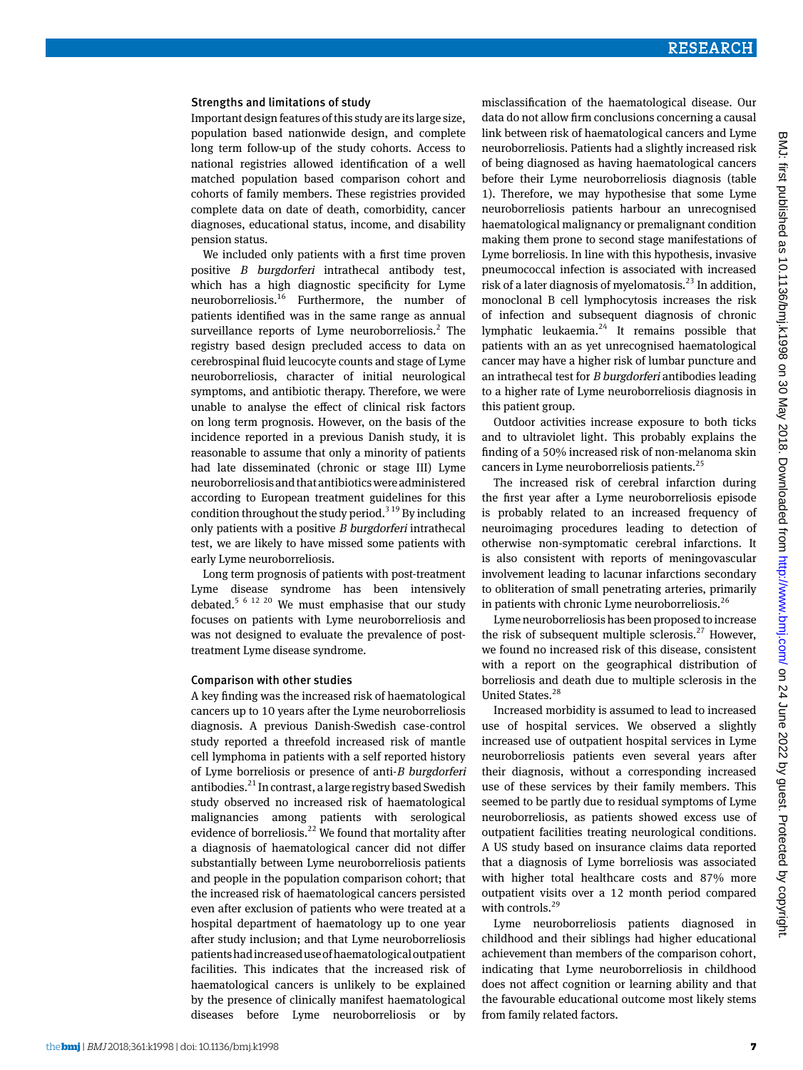### Strengths and limitations of study

Important design features of this study are its large size, population based nationwide design, and complete long term follow-up of the study cohorts. Access to national registries allowed identification of a well matched population based comparison cohort and cohorts of family members. These registries provided complete data on date of death, comorbidity, cancer diagnoses, educational status, income, and disability pension status.

We included only patients with a first time proven positive *B burgdorferi* intrathecal antibody test, which has a high diagnostic specificity for Lyme neuroborreliosis.[16] Furthermore, the number of patients identified was in the same range as annual surveillance reports of Lyme neuroborreliosis.[2] The registry based design precluded access to data on cerebrospinal fluid leucocyte counts and stage of Lyme neuroborreliosis, character of initial neurological symptoms, and antibiotic therapy. Therefore, we were unable to analyse the effect of clinical risk factors on long term prognosis. However, on the basis of the incidence reported in a previous Danish study, it is reasonable to assume that only a minority of patients had late disseminated (chronic or stage III) Lyme neuroborreliosis and that antibiotics were administered according to European treatment guidelines for this condition throughout the study period.[3 19] By including only patients with a positive *B burgdorferi* intrathecal test, we are likely to have missed some patients with early Lyme neuroborreliosis.

Long term prognosis of patients with post-treatment Lyme disease syndrome has been intensively debated.[5 6 12 20] We must emphasise that our study focuses on patients with Lyme neuroborreliosis and was not designed to evaluate the prevalence of post-treatment Lyme disease syndrome.

### Comparison with other studies

A key finding was the increased risk of haematological cancers up to 10 years after the Lyme neuroborreliosis diagnosis. A previous Danish-Swedish case-control study reported a threefold increased risk of mantle cell lymphoma in patients with a self reported history of Lyme borreliosis or presence of anti-*B burgdorferi* antibodies.[21] In contrast, a large registry based Swedish study observed no increased risk of haematological malignancies among patients with serological evidence of borreliosis.[22] We found that mortality after a diagnosis of haematological cancer did not differ substantially between Lyme neuroborreliosis patients and people in the population comparison cohort; that the increased risk of haematological cancers persisted even after exclusion of patients who were treated at a hospital department of haematology up to one year after study inclusion; and that Lyme neuroborreliosis patients had increased use of haematological outpatient facilities. This indicates that the increased risk of haematological cancers is unlikely to be explained by the presence of clinically manifest haematological diseases before Lyme neuroborreliosis or by misclassification of the haematological disease. Our data do not allow firm conclusions concerning a causal link between risk of haematological cancers and Lyme neuroborreliosis. Patients had a slightly increased risk of being diagnosed as having haematological cancers before their Lyme neuroborreliosis diagnosis (table 1). Therefore, we may hypothesise that some Lyme neuroborreliosis patients harbour an unrecognised haematological malignancy or premalignant condition making them prone to second stage manifestations of Lyme borreliosis. In line with this hypothesis, invasive pneumococcal infection is associated with increased risk of a later diagnosis of myelomatosis.[23] In addition, monoclonal B cell lymphocytosis increases the risk of infection and subsequent diagnosis of chronic lymphatic leukaemia.[24] It remains possible that patients with an as yet unrecognised haematological cancer may have a higher risk of lumbar puncture and an intrathecal test for *B burgdorferi* antibodies leading to a higher rate of Lyme neuroborreliosis diagnosis in this patient group.

Outdoor activities increase exposure to both ticks and to ultraviolet light. This probably explains the finding of a 50% increased risk of non-melanoma skin cancers in Lyme neuroborreliosis patients.[25]

The increased risk of cerebral infarction during the first year after a Lyme neuroborreliosis episode is probably related to an increased frequency of neuroimaging procedures leading to detection of otherwise non-symptomatic cerebral infarctions. It is also consistent with reports of meningovascular involvement leading to lacunar infarctions secondary to obliteration of small penetrating arteries, primarily in patients with chronic Lyme neuroborreliosis.[26]

Lyme neuroborreliosis has been proposed to increase the risk of subsequent multiple sclerosis.[27] However, we found no increased risk of this disease, consistent with a report on the geographical distribution of borreliosis and death due to multiple sclerosis in the United States.[28]

Increased morbidity is assumed to lead to increased use of hospital services. We observed a slightly increased use of outpatient hospital services in Lyme neuroborreliosis patients even several years after their diagnosis, without a corresponding increased use of these services by their family members. This seemed to be partly due to residual symptoms of Lyme neuroborreliosis, as patients showed excess use of outpatient facilities treating neurological conditions. A US study based on insurance claims data reported that a diagnosis of Lyme borreliosis was associated with higher total healthcare costs and 87% more outpatient visits over a 12 month period compared with controls.[29]

Lyme neuroborreliosis patients diagnosed in childhood and their siblings had higher educational achievement than members of the comparison cohort, indicating that Lyme neuroborreliosis in childhood does not affect cognition or learning ability and that the favourable educational outcome most likely stems from family related factors.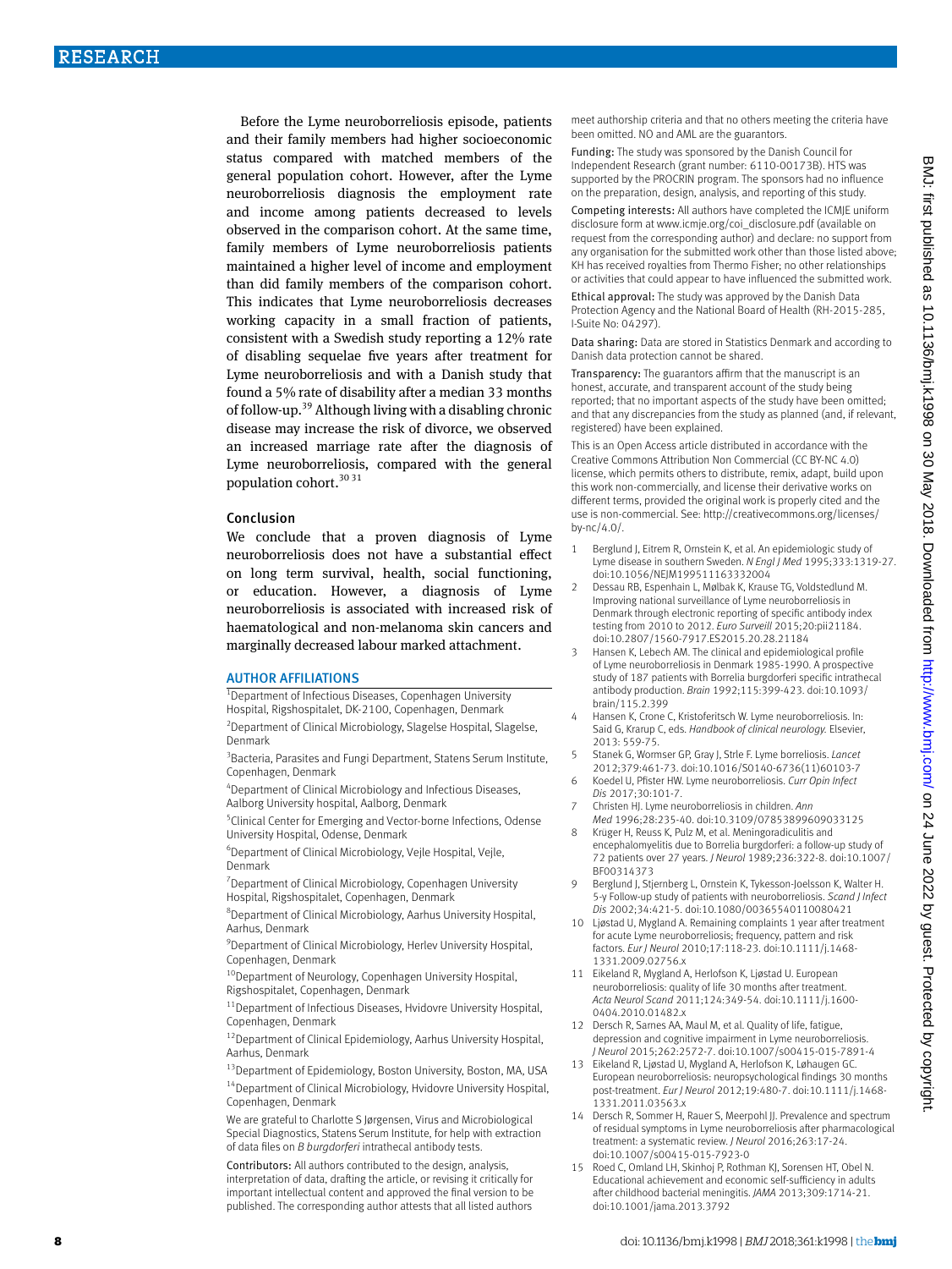Before the Lyme neuroborreliosis episode, patients and their family members had higher socioeconomic status compared with matched members of the general population cohort. However, after the Lyme neuroborreliosis diagnosis the employment rate and income among patients decreased to levels observed in the comparison cohort. At the same time, family members of Lyme neuroborreliosis patients maintained a higher level of income and employment than did family members of the comparison cohort. This indicates that Lyme neuroborreliosis decreases working capacity in a small fraction of patients, consistent with a Swedish study reporting a 12% rate of disabling sequelae five years after treatment for Lyme neuroborreliosis and with a Danish study that found a 5% rate of disability after a median 33 months of follow-up.[39] Although living with a disabling chronic disease may increase the risk of divorce, we observed an increased marriage rate after the diagnosis of Lyme neuroborreliosis, compared with the general population cohort.[30 31]

## Conclusion

We conclude that a proven diagnosis of Lyme neuroborreliosis does not have a substantial effect on long term survival, health, social functioning, or education. However, a diagnosis of Lyme neuroborreliosis is associated with increased risk of haematological and non-melanoma skin cancers and marginally decreased labour marked attachment.

## AUTHOR AFFILIATIONS

[1]Department of Infectious Diseases, Copenhagen University Hospital, Rigshospitalet, DK-2100, Copenhagen, Denmark

[2]Department of Clinical Microbiology, Slagelse Hospital, Slagelse, Denmark

[3]Bacteria, Parasites and Fungi Department, Statens Serum Institute, Copenhagen, Denmark

[4]Department of Clinical Microbiology and Infectious Diseases, Aalborg University hospital, Aalborg, Denmark

[5]Clinical Center for Emerging and Vector-borne Infections, Odense University Hospital, Odense, Denmark

[6]Department of Clinical Microbiology, Vejle Hospital, Vejle, Denmark

[7]Department of Clinical Microbiology, Copenhagen University Hospital, Rigshospitalet, Copenhagen, Denmark

[8]Department of Clinical Microbiology, Aarhus University Hospital, Aarhus, Denmark

[9]Department of Clinical Microbiology, Herlev University Hospital, Copenhagen, Denmark

[10]Department of Neurology, Copenhagen University Hospital, Rigshospitalet, Copenhagen, Denmark

[11]Department of Infectious Diseases, Hvidovre University Hospital, Copenhagen, Denmark

[12]Department of Clinical Epidemiology, Aarhus University Hospital, Aarhus, Denmark

[13]Department of Epidemiology, Boston University, Boston, MA, USA

[14]Department of Clinical Microbiology, Hvidovre University Hospital, Copenhagen, Denmark

We are grateful to Charlotte S Jørgensen, Virus and Microbiological Special Diagnostics, Statens Serum Institute, for help with extraction of data files on *B burgdorferi* intrathecal antibody tests.

**Contributors:** All authors contributed to the design, analysis, interpretation of data, drafting the article, or revising it critically for important intellectual content and approved the final version to be published. The corresponding author attests that all listed authors meet authorship criteria and that no others meeting the criteria have been omitted. NO and AML are the guarantors.

**Funding:** The study was sponsored by the Danish Council for Independent Research (grant number: 6110-00173B). HTS was supported by the PROCRIN program. The sponsors had no influence on the preparation, design, analysis, and reporting of this study.

**Competing interests:** All authors have completed the ICMJE uniform disclosure form at www.icmje.org/coi_disclosure.pdf (available on request from the corresponding author) and declare: no support from any organisation for the submitted work other than those listed above; KH has received royalties from Thermo Fisher; no other relationships or activities that could appear to have influenced the submitted work.

**Ethical approval:** The study was approved by the Danish Data Protection Agency and the National Board of Health (RH-2015-285, I-Suite No: 04297).

**Data sharing:** Data are stored in Statistics Denmark and according to Danish data protection cannot be shared.

**Transparency:** The guarantors affirm that the manuscript is an honest, accurate, and transparent account of the study being reported; that no important aspects of the study have been omitted; and that any discrepancies from the study as planned (and, if relevant, registered) have been explained.

This is an Open Access article distributed in accordance with the Creative Commons Attribution Non Commercial (CC BY-NC 4.0) license, which permits others to distribute, remix, adapt, build upon this work non-commercially, and license their derivative works on different terms, provided the original work is properly cited and the use is non-commercial. See: http://creativecommons.org/licenses/by-nc/4.0/.

1. Berglund J, Eitrem R, Ornstein K, et al. An epidemiologic study of Lyme disease in southern Sweden. *N Engl J Med* 1995;333:1319-27. doi:10.1056/NEJM199511163332004
2. Dessau RB, Espenhain L, Mølbak K, Krause TG, Voldstedlund M. Improving national surveillance of Lyme neuroborreliosis in Denmark through electronic reporting of specific antibody index testing from 2010 to 2012. *Euro Surveill* 2015;20:pii21184. doi:10.2807/1560-7917.ES2015.20.28.21184
3. Hansen K, Lebech AM. The clinical and epidemiological profile of Lyme neuroborreliosis in Denmark 1985-1990. A prospective study of 187 patients with Borrelia burgdorferi specific intrathecal antibody production. *Brain* 1992;115:399-423. doi:10.1093/brain/115.2.399
4. Hansen K, Crone C, Kristoferitsch W. Lyme neuroborreliosis. In: Said G, Krarup C, eds. *Handbook of clinical neurology.* Elsevier, 2013: 559-75.
5. Stanek G, Wormser GP, Gray J, Strle F. Lyme borreliosis. *Lancet* 2012;379:461-73. doi:10.1016/S0140-6736(11)60103-7
6. Koedel U, Pfister HW. Lyme neuroborreliosis. *Curr Opin Infect Dis* 2017;30:101-7.
7. Christen HJ. Lyme neuroborreliosis in children. *Ann Med* 1996;28:235-40. doi:10.3109/07853899609033125
8. Krüger H, Reuss K, Pulz M, et al. Meningoradiculitis and encephalomyelitis due to Borrelia burgdorferi: a follow-up study of 72 patients over 27 years. *J Neurol* 1989;236:322-8. doi:10.1007/BF00314373
9. Berglund J, Stjernberg L, Ornstein K, Tykesson-Joelsson K, Walter H. 5-y Follow-up study of patients with neuroborreliosis. *Scand J Infect Dis* 2002;34:421-5. doi:10.1080/00365540110080421
10. Ljøstad U, Mygland A. Remaining complaints 1 year after treatment for acute Lyme neuroborreliosis; frequency, pattern and risk factors. *Eur J Neurol* 2010;17:118-23. doi:10.1111/j.1468-1331.2009.02756.x
11. Eikeland R, Mygland A, Herlofson K, Ljøstad U. European neuroborreliosis: quality of life 30 months after treatment. *Acta Neurol Scand* 2011;124:349-54. doi:10.1111/j.1600-0404.2010.01482.x
12. Dersch R, Sarnes AA, Maul M, et al. Quality of life, fatigue, depression and cognitive impairment in Lyme neuroborreliosis. *J Neurol* 2015;262:2572-7. doi:10.1007/s00415-015-7891-4
13. Eikeland R, Ljøstad U, Mygland A, Herlofson K, Løhaugen GC. European neuroborreliosis: neuropsychological findings 30 months post-treatment. *Eur J Neurol* 2012;19:480-7. doi:10.1111/j.1468-1331.2011.03563.x
14. Dersch R, Sommer H, Rauer S, Meerpohl JJ. Prevalence and spectrum of residual symptoms in Lyme neuroborreliosis after pharmacological treatment: a systematic review. *J Neurol* 2016;263:17-24. doi:10.1007/s00415-015-7923-0
15. Roed C, Omland LH, Skinhoj P, Rothman KJ, Sorensen HT, Obel N. Educational achievement and economic self-sufficiency in adults after childhood bacterial meningitis. *JAMA* 2013;309:1714-21. doi:10.1001/jama.2013.3792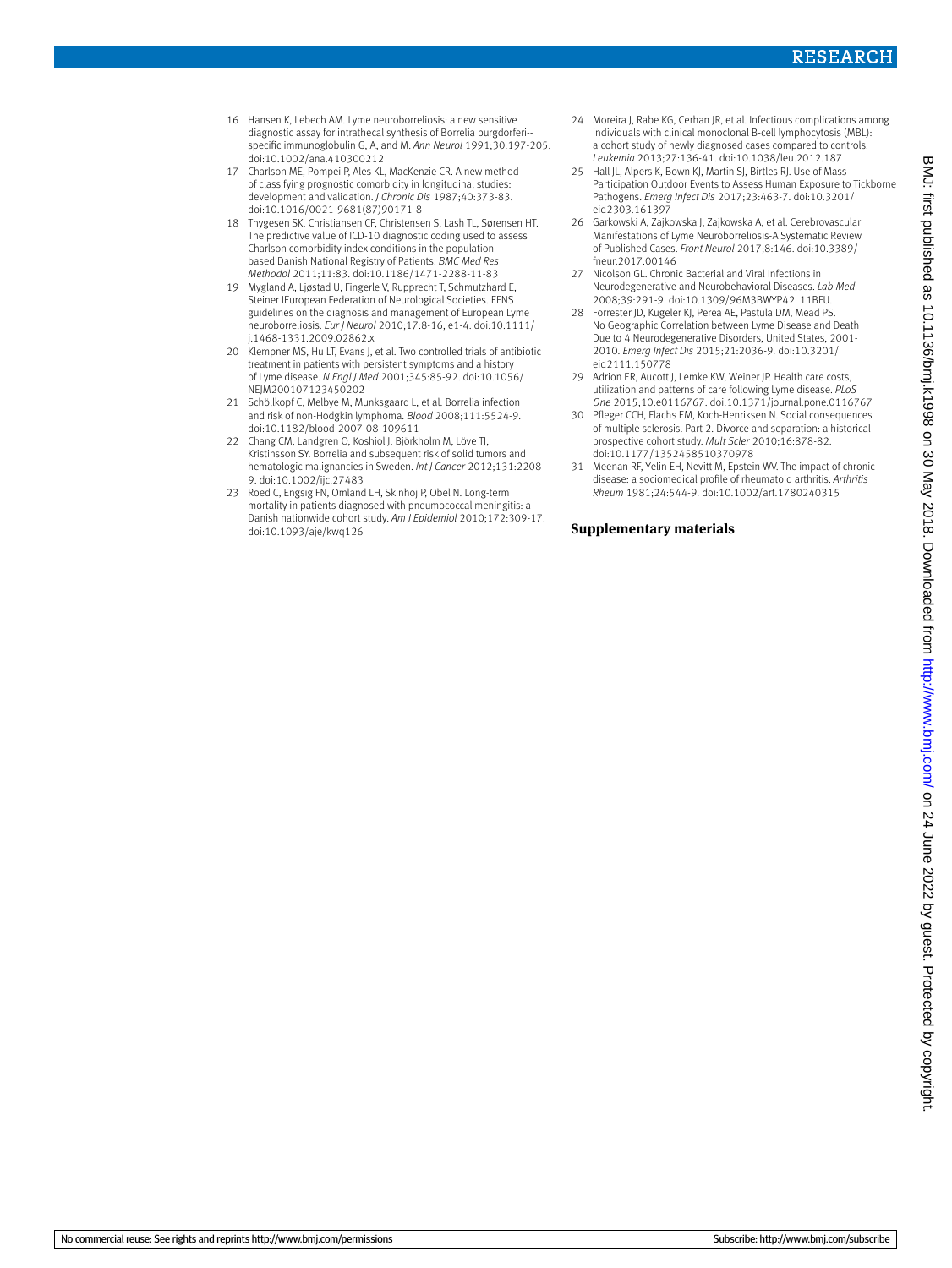16 Hansen K, Lebech AM. Lyme neuroborreliosis: a new sensitive diagnostic assay for intrathecal synthesis of Borrelia burgdorferi--specific immunoglobulin G, A, and M. *Ann Neurol* 1991;30:197-205. doi:10.1002/ana.410300212

17 Charlson ME, Pompei P, Ales KL, MacKenzie CR. A new method of classifying prognostic comorbidity in longitudinal studies: development and validation. *J Chronic Dis* 1987;40:373-83. doi:10.1016/0021-9681(87)90171-8

18 Thygesen SK, Christiansen CF, Christensen S, Lash TL, Sørensen HT. The predictive value of ICD-10 diagnostic coding used to assess Charlson comorbidity index conditions in the population-based Danish National Registry of Patients. *BMC Med Res Methodol* 2011;11:83. doi:10.1186/1471-2288-11-83

19 Mygland A, Ljøstad U, Fingerle V, Rupprecht T, Schmutzhard E, Steiner IEuropean Federation of Neurological Societies. EFNS guidelines on the diagnosis and management of European Lyme neuroborreliosis. *Eur J Neurol* 2010;17:8-16, e1-4. doi:10.1111/j.1468-1331.2009.02862.x

20 Klempner MS, Hu LT, Evans J, et al. Two controlled trials of antibiotic treatment in patients with persistent symptoms and a history of Lyme disease. *N Engl J Med* 2001;345:85-92. doi:10.1056/NEJM200107123450202

21 Schöllkopf C, Melbye M, Munksgaard L, et al. Borrelia infection and risk of non-Hodgkin lymphoma. *Blood* 2008;111:5524-9. doi:10.1182/blood-2007-08-109611

22 Chang CM, Landgren O, Koshiol J, Björkholm M, Löve TJ, Kristinsson SY. Borrelia and subsequent risk of solid tumors and hematologic malignancies in Sweden. *Int J Cancer* 2012;131:2208-9. doi:10.1002/ijc.27483

23 Roed C, Engsig FN, Omland LH, Skinhoj P, Obel N. Long-term mortality in patients diagnosed with pneumococcal meningitis: a Danish nationwide cohort study. *Am J Epidemiol* 2010;172:309-17. doi:10.1093/aje/kwq126

24 Moreira J, Rabe KG, Cerhan JR, et al. Infectious complications among individuals with clinical monoclonal B-cell lymphocytosis (MBL): a cohort study of newly diagnosed cases compared to controls. *Leukemia* 2013;27:136-41. doi:10.1038/leu.2012.187

25 Hall JL, Alpers K, Bown KJ, Martin SJ, Birtles RJ. Use of Mass-Participation Outdoor Events to Assess Human Exposure to Tickborne Pathogens. *Emerg Infect Dis* 2017;23:463-7. doi:10.3201/eid2303.161397

26 Garkowski A, Zajkowska J, Zajkowska A, et al. Cerebrovascular Manifestations of Lyme Neuroborreliosis-A Systematic Review of Published Cases. *Front Neurol* 2017;8:146. doi:10.3389/fneur.2017.00146

27 Nicolson GL. Chronic Bacterial and Viral Infections in Neurodegenerative and Neurobehavioral Diseases. *Lab Med* 2008;39:291-9. doi:10.1309/96M3BWYP42L11BFU.

28 Forrester JD, Kugeler KJ, Perea AE, Pastula DM, Mead PS. No Geographic Correlation between Lyme Disease and Death Due to 4 Neurodegenerative Disorders, United States, 2001-2010. *Emerg Infect Dis* 2015;21:2036-9. doi:10.3201/eid2111.150778

29 Adrion ER, Aucott J, Lemke KW, Weiner JP. Health care costs, utilization and patterns of care following Lyme disease. *PLoS One* 2015;10:e0116767. doi:10.1371/journal.pone.0116767

30 Pfleger CCH, Flachs EM, Koch-Henriksen N. Social consequences of multiple sclerosis. Part 2. Divorce and separation: a historical prospective cohort study. *Mult Scler* 2010;16:878-82. doi:10.1177/1352458510370978

31 Meenan RF, Yelin EH, Nevitt M, Epstein WV. The impact of chronic disease: a sociomedical profile of rheumatoid arthritis. *Arthritis Rheum* 1981;24:544-9. doi:10.1002/art.1780240315

**Supplementary materials**